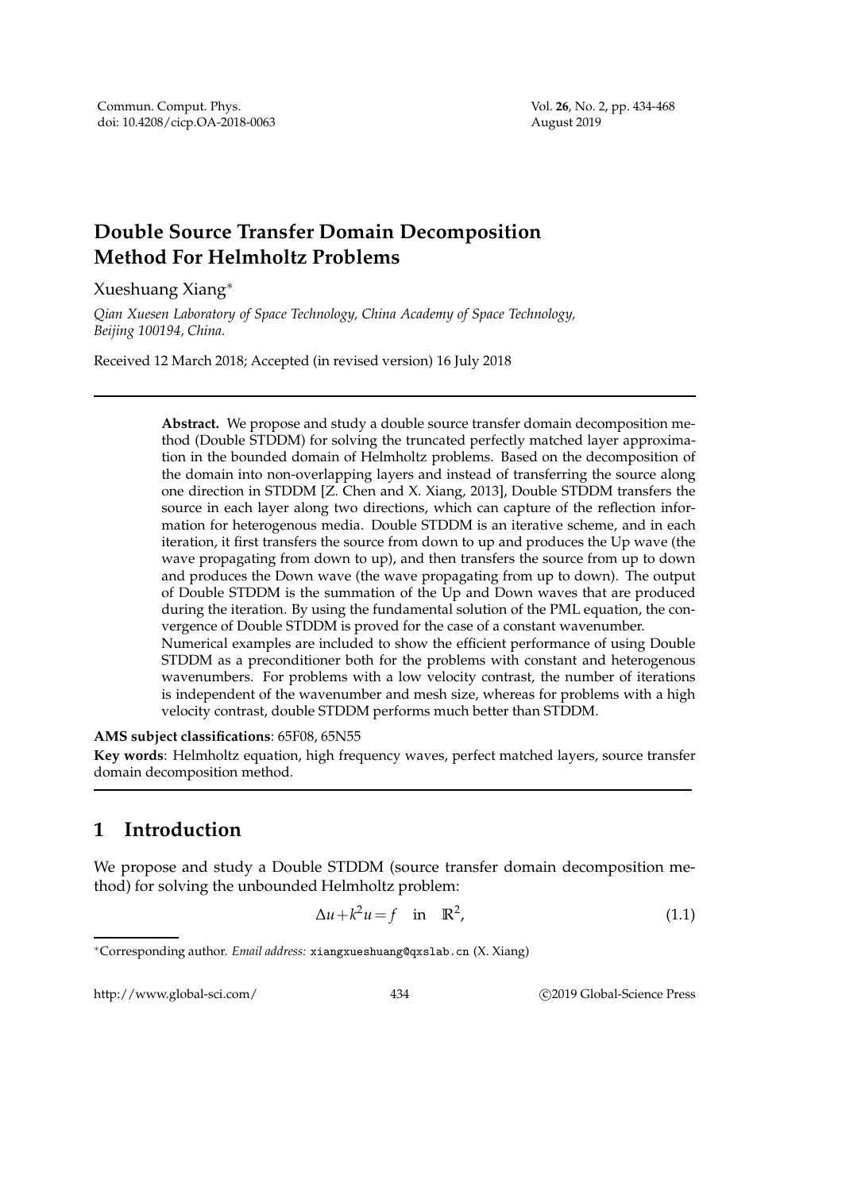# Double Source Transfer Domain Decomposition Method For Helmholtz Problems

Xueshuang Xiang*

*Qian Xuesen Laboratory of Space Technology, China Academy of Space Technology, Beijing 100194, China.*

Received 12 March 2018; Accepted (in revised version) 16 July 2018

---

**Abstract.** We propose and study a double source transfer domain decomposition method (Double STDDM) for solving the truncated perfectly matched layer approximation in the bounded domain of Helmholtz problems. Based on the decomposition of the domain into non-overlapping layers and instead of transferring the source along one direction in STDDM [Z. Chen and X. Xiang, 2013], Double STDDM transfers the source in each layer along two directions, which can capture of the reflection information for heterogenous media. Double STDDM is an iterative scheme, and in each iteration, it first transfers the source from down to up and produces the Up wave (the wave propagating from down to up), and then transfers the source from up to down and produces the Down wave (the wave propagating from up to down). The output of Double STDDM is the summation of the Up and Down waves that are produced during the iteration. By using the fundamental solution of the PML equation, the convergence of Double STDDM is proved for the case of a constant wavenumber.
Numerical examples are included to show the efficient performance of using Double STDDM as a preconditioner both for the problems with constant and heterogenous wavenumbers. For problems with a low velocity contrast, the number of iterations is independent of the wavenumber and mesh size, whereas for problems with a high velocity contrast, double STDDM performs much better than STDDM.

**AMS subject classifications**: 65F08, 65N55

**Key words**: Helmholtz equation, high frequency waves, perfect matched layers, source transfer domain decomposition method.

---

## 1 Introduction

We propose and study a Double STDDM (source transfer domain decomposition method) for solving the unbounded Helmholtz problem:

$$\Delta u + k^2 u = f \quad \text{in} \quad \mathbb{R}^2, \tag{1.1}$$

*Corresponding author. *Email address:* xiangxueshuang@qxslab.cn (X. Xiang)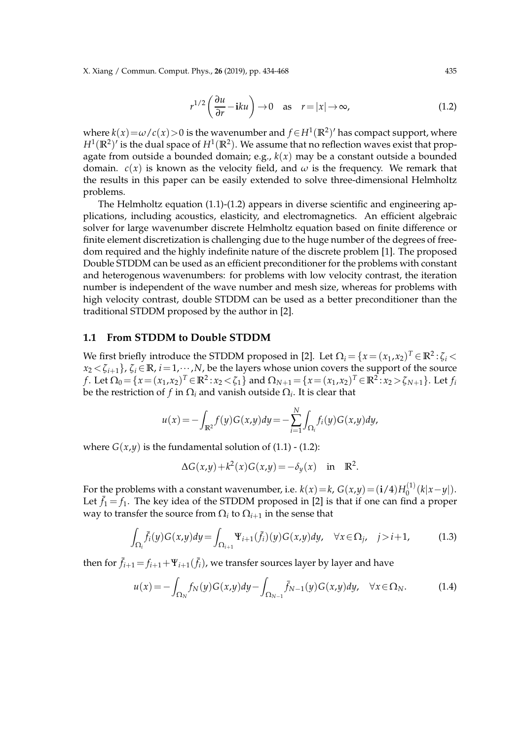$$r^{1/2}\left(\frac{\partial u}{\partial r} - \mathbf{i}ku\right) \to 0 \quad \text{as} \quad r = |x| \to \infty, \tag{1.2}$$

where $k(x) = \omega / c(x) > 0$ is the wavenumber and $f \in H^1(\mathbb{R}^2)'$ has compact support, where $H^1(\mathbb{R}^2)'$ is the dual space of $H^1(\mathbb{R}^2)$. We assume that no reflection waves exist that propagate from outside a bounded domain; e.g., $k(x)$ may be a constant outside a bounded domain. $c(x)$ is known as the velocity field, and $\omega$ is the frequency. We remark that the results in this paper can be easily extended to solve three-dimensional Helmholtz problems.

The Helmholtz equation (1.1)-(1.2) appears in diverse scientific and engineering applications, including acoustics, elasticity, and electromagnetics. An efficient algebraic solver for large wavenumber discrete Helmholtz equation based on finite difference or finite element discretization is challenging due to the huge number of the degrees of freedom required and the highly indefinite nature of the discrete problem [1]. The proposed Double STDDM can be used as an efficient preconditioner for the problems with constant and heterogenous wavenumbers: for problems with low velocity contrast, the iteration number is independent of the wave number and mesh size, whereas for problems with high velocity contrast, double STDDM can be used as a better preconditioner than the traditional STDDM proposed by the author in [2].

### 1.1 From STDDM to Double STDDM

We first briefly introduce the STDDM proposed in [2]. Let $\Omega_i = \{x = (x_1, x_2)^T \in \mathbb{R}^2 : \zeta_i < x_2 < \zeta_{i+1}\}$, $\zeta_i \in \mathbb{R}$, $i = 1, \cdots, N$, be the layers whose union covers the support of the source $f$. Let $\Omega_0 = \{x = (x_1, x_2)^T \in \mathbb{R}^2 : x_2 < \zeta_1\}$ and $\Omega_{N+1} = \{x = (x_1, x_2)^T \in \mathbb{R}^2 : x_2 > \zeta_{N+1}\}$. Let $f_i$ be the restriction of $f$ in $\Omega_i$ and vanish outside $\Omega_i$. It is clear that

$$u(x) = -\int_{\mathbb{R}^2} f(y) G(x,y) dy = -\sum_{i=1}^{N} \int_{\Omega_i} f_i(y) G(x,y) dy,$$

where $G(x,y)$ is the fundamental solution of (1.1) - (1.2):

$$\Delta G(x,y) + k^2(x) G(x,y) = -\delta_y(x) \quad \text{in} \quad \mathbb{R}^2.$$

For the problems with a constant wavenumber, i.e. $k(x) = k$, $G(x,y) = (\mathbf{i}/4) H_0^{(1)}(k|x-y|)$. Let $\bar{f}_1 = f_1$. The key idea of the STDDM proposed in [2] is that if one can find a proper way to transfer the source from $\Omega_i$ to $\Omega_{i+1}$ in the sense that

$$\int_{\Omega_i} \bar{f}_i(y) G(x,y) dy = \int_{\Omega_{i+1}} \Psi_{i+1}(\bar{f}_i)(y) G(x,y) dy, \quad \forall x \in \Omega_j, \quad j > i+1, \tag{1.3}$$

then for $\bar{f}_{i+1} = f_{i+1} + \Psi_{i+1}(\bar{f}_i)$, we transfer sources layer by layer and have

$$u(x) = -\int_{\Omega_N} f_N(y) G(x,y) dy - \int_{\Omega_{N-1}} \bar{f}_{N-1}(y) G(x,y) dy, \quad \forall x \in \Omega_N. \tag{1.4}$$